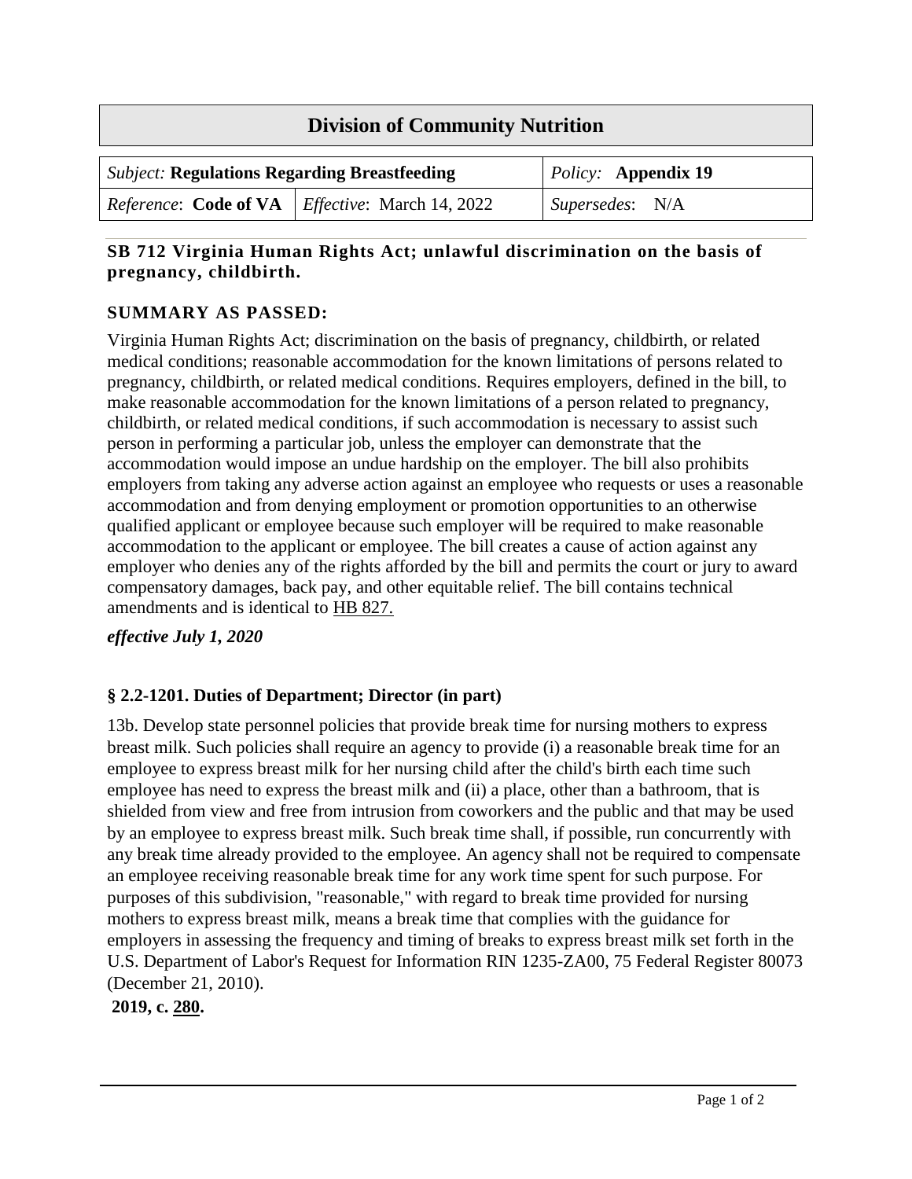# Division of Community Nutrition

| *Subject:* **Regulations Regarding Breastfeeding** | | *Policy:* **Appendix 19** |
|---|---|---|
| *Reference*: **Code of VA** | *Effective*: March 14, 2022 | *Supersedes*: N/A |

## SB 712 Virginia Human Rights Act; unlawful discrimination on the basis of pregnancy, childbirth.

### SUMMARY AS PASSED:

Virginia Human Rights Act; discrimination on the basis of pregnancy, childbirth, or related medical conditions; reasonable accommodation for the known limitations of persons related to pregnancy, childbirth, or related medical conditions. Requires employers, defined in the bill, to make reasonable accommodation for the known limitations of a person related to pregnancy, childbirth, or related medical conditions, if such accommodation is necessary to assist such person in performing a particular job, unless the employer can demonstrate that the accommodation would impose an undue hardship on the employer. The bill also prohibits employers from taking any adverse action against an employee who requests or uses a reasonable accommodation and from denying employment or promotion opportunities to an otherwise qualified applicant or employee because such employer will be required to make reasonable accommodation to the applicant or employee. The bill creates a cause of action against any employer who denies any of the rights afforded by the bill and permits the court or jury to award compensatory damages, back pay, and other equitable relief. The bill contains technical amendments and is identical to HB 827.

***effective July 1, 2020***

### § 2.2-1201. Duties of Department; Director (in part)

13b. Develop state personnel policies that provide break time for nursing mothers to express breast milk. Such policies shall require an agency to provide (i) a reasonable break time for an employee to express breast milk for her nursing child after the child's birth each time such employee has need to express the breast milk and (ii) a place, other than a bathroom, that is shielded from view and free from intrusion from coworkers and the public and that may be used by an employee to express breast milk. Such break time shall, if possible, run concurrently with any break time already provided to the employee. An agency shall not be required to compensate an employee receiving reasonable break time for any work time spent for such purpose. For purposes of this subdivision, "reasonable," with regard to break time provided for nursing mothers to express breast milk, means a break time that complies with the guidance for employers in assessing the frequency and timing of breaks to express breast milk set forth in the U.S. Department of Labor's Request for Information RIN 1235-ZA00, 75 Federal Register 80073 (December 21, 2010).

**2019, c. 280.**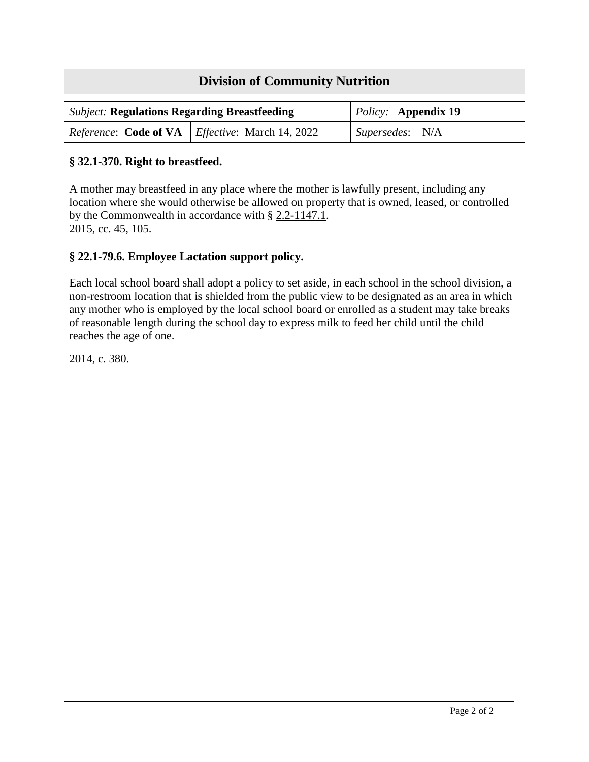# Division of Community Nutrition

| *Subject:* **Regulations Regarding Breastfeeding** | | *Policy:* **Appendix 19** |
|---|---|---|
| *Reference*: **Code of VA** | *Effective*: March 14, 2022 | *Supersedes*: N/A |

**§ 32.1-370. Right to breastfeed.**

A mother may breastfeed in any place where the mother is lawfully present, including any location where she would otherwise be allowed on property that is owned, leased, or controlled by the Commonwealth in accordance with § 2.2-1147.1.
2015, cc. 45, 105.

**§ 22.1-79.6. Employee Lactation support policy.**

Each local school board shall adopt a policy to set aside, in each school in the school division, a non-restroom location that is shielded from the public view to be designated as an area in which any mother who is employed by the local school board or enrolled as a student may take breaks of reasonable length during the school day to express milk to feed her child until the child reaches the age of one.

2014, c. 380.